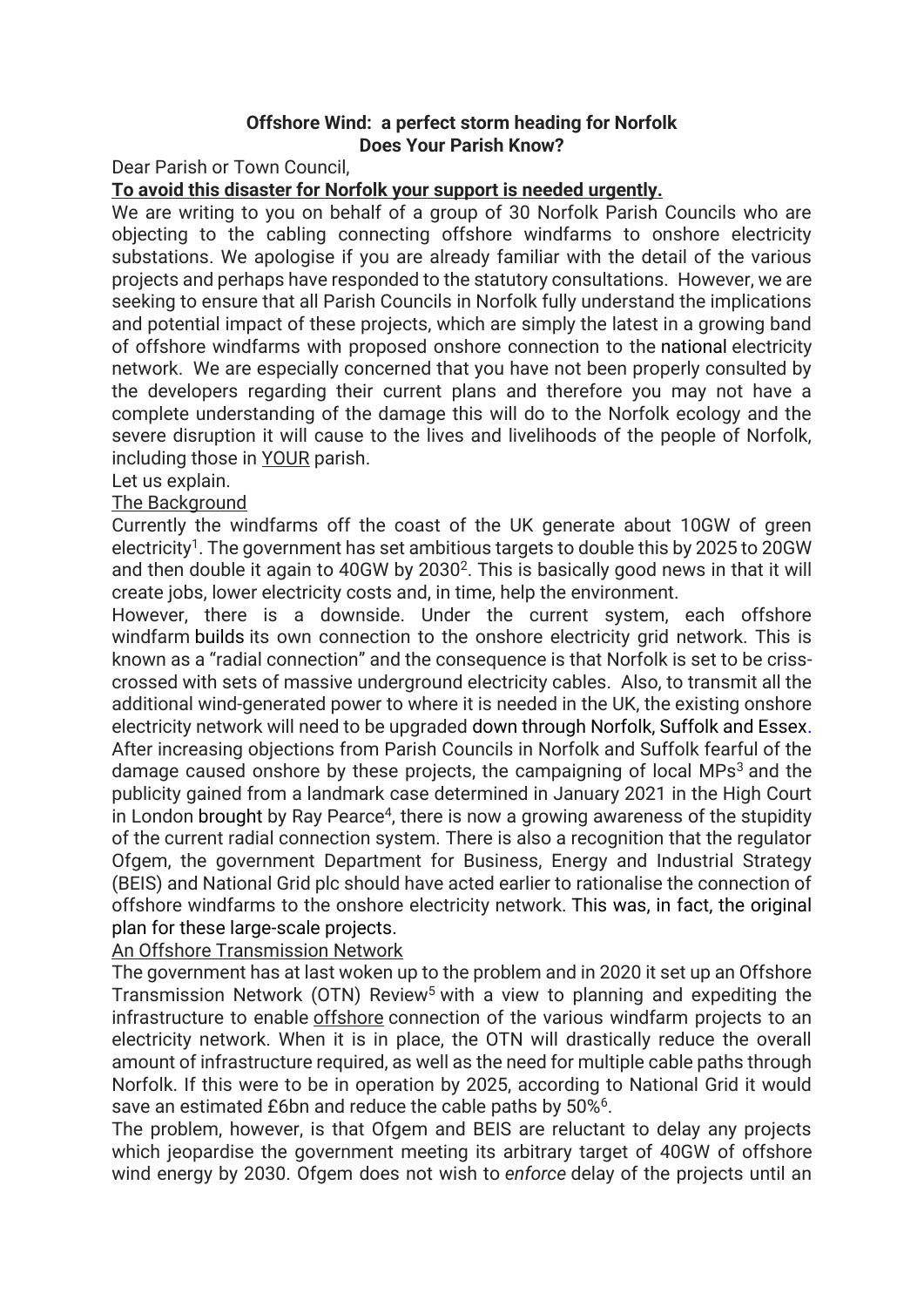**Offshore Wind: a perfect storm heading for Norfolk**
**Does Your Parish Know?**

Dear Parish or Town Council,

**To avoid this disaster for Norfolk your support is needed urgently.**

We are writing to you on behalf of a group of 30 Norfolk Parish Councils who are objecting to the cabling connecting offshore windfarms to onshore electricity substations. We apologise if you are already familiar with the detail of the various projects and perhaps have responded to the statutory consultations. However, we are seeking to ensure that all Parish Councils in Norfolk fully understand the implications and potential impact of these projects, which are simply the latest in a growing band of offshore windfarms with proposed onshore connection to the national electricity network. We are especially concerned that you have not been properly consulted by the developers regarding their current plans and therefore you may not have a complete understanding of the damage this will do to the Norfolk ecology and the severe disruption it will cause to the lives and livelihoods of the people of Norfolk, including those in YOUR parish.

Let us explain.

The Background

Currently the windfarms off the coast of the UK generate about 10GW of green electricity[1]. The government has set ambitious targets to double this by 2025 to 20GW and then double it again to 40GW by 2030[2]. This is basically good news in that it will create jobs, lower electricity costs and, in time, help the environment.

However, there is a downside. Under the current system, each offshore windfarm builds its own connection to the onshore electricity grid network. This is known as a "radial connection" and the consequence is that Norfolk is set to be criss-crossed with sets of massive underground electricity cables. Also, to transmit all the additional wind-generated power to where it is needed in the UK, the existing onshore electricity network will need to be upgraded down through Norfolk, Suffolk and Essex. After increasing objections from Parish Councils in Norfolk and Suffolk fearful of the damage caused onshore by these projects, the campaigning of local MPs[3] and the publicity gained from a landmark case determined in January 2021 in the High Court in London brought by Ray Pearce[4], there is now a growing awareness of the stupidity of the current radial connection system. There is also a recognition that the regulator Ofgem, the government Department for Business, Energy and Industrial Strategy (BEIS) and National Grid plc should have acted earlier to rationalise the connection of offshore windfarms to the onshore electricity network. This was, in fact, the original plan for these large-scale projects.

An Offshore Transmission Network

The government has at last woken up to the problem and in 2020 it set up an Offshore Transmission Network (OTN) Review[5] with a view to planning and expediting the infrastructure to enable offshore connection of the various windfarm projects to an electricity network. When it is in place, the OTN will drastically reduce the overall amount of infrastructure required, as well as the need for multiple cable paths through Norfolk. If this were to be in operation by 2025, according to National Grid it would save an estimated £6bn and reduce the cable paths by 50%[6].

The problem, however, is that Ofgem and BEIS are reluctant to delay any projects which jeopardise the government meeting its arbitrary target of 40GW of offshore wind energy by 2030. Ofgem does not wish to *enforce* delay of the projects until an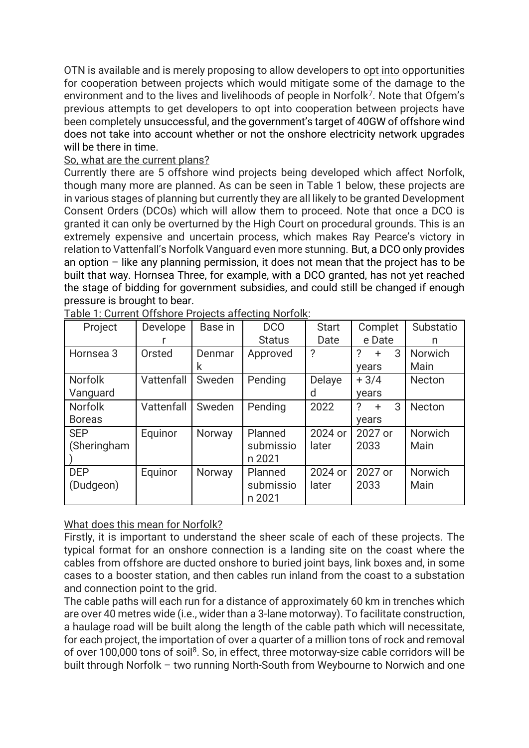OTN is available and is merely proposing to allow developers to opt into opportunities for cooperation between projects which would mitigate some of the damage to the environment and to the lives and livelihoods of people in Norfolk[7]. Note that Ofgem's previous attempts to get developers to opt into cooperation between projects have been completely unsuccessful, and the government's target of 40GW of offshore wind does not take into account whether or not the onshore electricity network upgrades will be there in time.

So, what are the current plans?

Currently there are 5 offshore wind projects being developed which affect Norfolk, though many more are planned. As can be seen in Table 1 below, these projects are in various stages of planning but currently they are all likely to be granted Development Consent Orders (DCOs) which will allow them to proceed. Note that once a DCO is granted it can only be overturned by the High Court on procedural grounds. This is an extremely expensive and uncertain process, which makes Ray Pearce's victory in relation to Vattenfall's Norfolk Vanguard even more stunning. But, a DCO only provides an option – like any planning permission, it does not mean that the project has to be built that way. Hornsea Three, for example, with a DCO granted, has not yet reached the stage of bidding for government subsidies, and could still be changed if enough pressure is brought to bear.

Table 1: Current Offshore Projects affecting Norfolk:

| Project | Developer | Base in | DCO Status | Start Date | Complete Date | Substation |
|---|---|---|---|---|---|---|
| Hornsea 3 | Orsted | Denmark | Approved | ? | ? + 3 years | Norwich Main |
| Norfolk Vanguard | Vattenfall | Sweden | Pending | Delayed | + 3/4 years | Necton |
| Norfolk Boreas | Vattenfall | Sweden | Pending | 2022 | ? + 3 years | Necton |
| SEP (Sheringham) | Equinor | Norway | Planned submission 2021 | 2024 or later | 2027 or 2033 | Norwich Main |
| DEP (Dudgeon) | Equinor | Norway | Planned submission 2021 | 2024 or later | 2027 or 2033 | Norwich Main |

What does this mean for Norfolk?

Firstly, it is important to understand the sheer scale of each of these projects. The typical format for an onshore connection is a landing site on the coast where the cables from offshore are ducted onshore to buried joint bays, link boxes and, in some cases to a booster station, and then cables run inland from the coast to a substation and connection point to the grid.

The cable paths will each run for a distance of approximately 60 km in trenches which are over 40 metres wide (i.e., wider than a 3-lane motorway). To facilitate construction, a haulage road will be built along the length of the cable path which will necessitate, for each project, the importation of over a quarter of a million tons of rock and removal of over 100,000 tons of soil[8]. So, in effect, three motorway-size cable corridors will be built through Norfolk – two running North-South from Weybourne to Norwich and one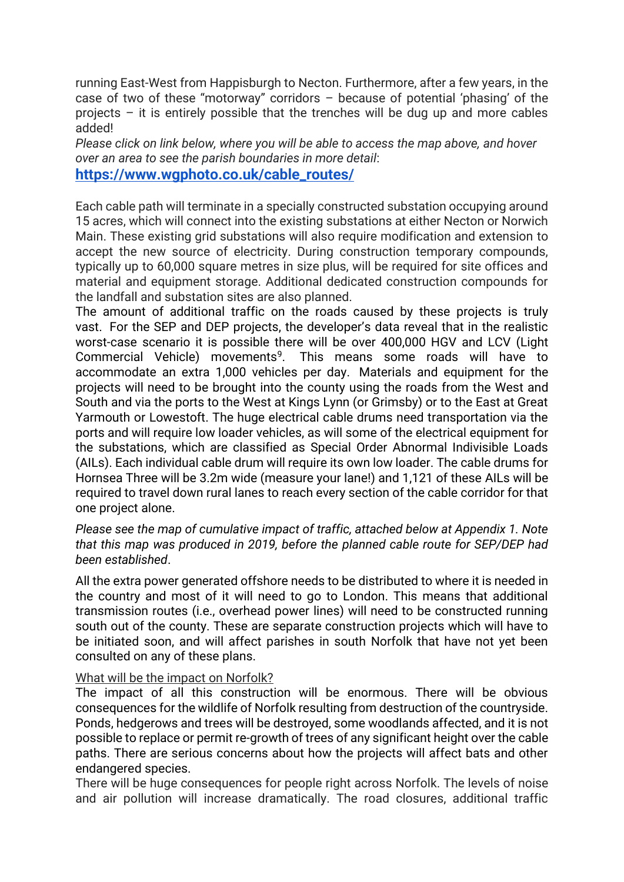running East-West from Happisburgh to Necton. Furthermore, after a few years, in the case of two of these "motorway" corridors – because of potential 'phasing' of the projects – it is entirely possible that the trenches will be dug up and more cables added!

*Please click on link below, where you will be able to access the map above, and hover over an area to see the parish boundaries in more detail*:

**https://www.wgphoto.co.uk/cable_routes/**

Each cable path will terminate in a specially constructed substation occupying around 15 acres, which will connect into the existing substations at either Necton or Norwich Main. These existing grid substations will also require modification and extension to accept the new source of electricity. During construction temporary compounds, typically up to 60,000 square metres in size plus, will be required for site offices and material and equipment storage. Additional dedicated construction compounds for the landfall and substation sites are also planned.

The amount of additional traffic on the roads caused by these projects is truly vast. For the SEP and DEP projects, the developer's data reveal that in the realistic worst-case scenario it is possible there will be over 400,000 HGV and LCV (Light Commercial Vehicle) movements[9]. This means some roads will have to accommodate an extra 1,000 vehicles per day. Materials and equipment for the projects will need to be brought into the county using the roads from the West and South and via the ports to the West at Kings Lynn (or Grimsby) or to the East at Great Yarmouth or Lowestoft. The huge electrical cable drums need transportation via the ports and will require low loader vehicles, as will some of the electrical equipment for the substations, which are classified as Special Order Abnormal Indivisible Loads (AILs). Each individual cable drum will require its own low loader. The cable drums for Hornsea Three will be 3.2m wide (measure your lane!) and 1,121 of these AILs will be required to travel down rural lanes to reach every section of the cable corridor for that one project alone.

*Please see the map of cumulative impact of traffic, attached below at Appendix 1. Note that this map was produced in 2019, before the planned cable route for SEP/DEP had been established*.

All the extra power generated offshore needs to be distributed to where it is needed in the country and most of it will need to go to London. This means that additional transmission routes (i.e., overhead power lines) will need to be constructed running south out of the county. These are separate construction projects which will have to be initiated soon, and will affect parishes in south Norfolk that have not yet been consulted on any of these plans.

<u>What will be the impact on Norfolk?</u>

The impact of all this construction will be enormous. There will be obvious consequences for the wildlife of Norfolk resulting from destruction of the countryside. Ponds, hedgerows and trees will be destroyed, some woodlands affected, and it is not possible to replace or permit re-growth of trees of any significant height over the cable paths. There are serious concerns about how the projects will affect bats and other endangered species.

There will be huge consequences for people right across Norfolk. The levels of noise and air pollution will increase dramatically. The road closures, additional traffic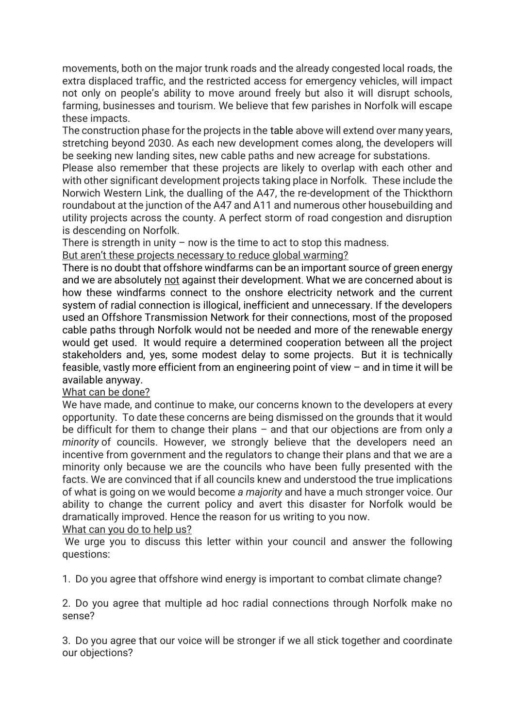movements, both on the major trunk roads and the already congested local roads, the extra displaced traffic, and the restricted access for emergency vehicles, will impact not only on people's ability to move around freely but also it will disrupt schools, farming, businesses and tourism. We believe that few parishes in Norfolk will escape these impacts.

The construction phase for the projects in the table above will extend over many years, stretching beyond 2030. As each new development comes along, the developers will be seeking new landing sites, new cable paths and new acreage for substations.

Please also remember that these projects are likely to overlap with each other and with other significant development projects taking place in Norfolk. These include the Norwich Western Link, the dualling of the A47, the re-development of the Thickthorn roundabout at the junction of the A47 and A11 and numerous other housebuilding and utility projects across the county. A perfect storm of road congestion and disruption is descending on Norfolk.

There is strength in unity – now is the time to act to stop this madness.

<u>But aren't these projects necessary to reduce global warming?</u>

There is no doubt that offshore windfarms can be an important source of green energy and we are absolutely <u>not</u> against their development. What we are concerned about is how these windfarms connect to the onshore electricity network and the current system of radial connection is illogical, inefficient and unnecessary. If the developers used an Offshore Transmission Network for their connections, most of the proposed cable paths through Norfolk would not be needed and more of the renewable energy would get used. It would require a determined cooperation between all the project stakeholders and, yes, some modest delay to some projects. But it is technically feasible, vastly more efficient from an engineering point of view – and in time it will be available anyway.

<u>What can be done?</u>

We have made, and continue to make, our concerns known to the developers at every opportunity. To date these concerns are being dismissed on the grounds that it would be difficult for them to change their plans – and that our objections are from only *a minority* of councils. However, we strongly believe that the developers need an incentive from government and the regulators to change their plans and that we are a minority only because we are the councils who have been fully presented with the facts. We are convinced that if all councils knew and understood the true implications of what is going on we would become *a majority* and have a much stronger voice. Our ability to change the current policy and avert this disaster for Norfolk would be dramatically improved. Hence the reason for us writing to you now.

<u>What can you do to help us?</u>

We urge you to discuss this letter within your council and answer the following questions:

1. Do you agree that offshore wind energy is important to combat climate change?

2. Do you agree that multiple ad hoc radial connections through Norfolk make no sense?

3. Do you agree that our voice will be stronger if we all stick together and coordinate our objections?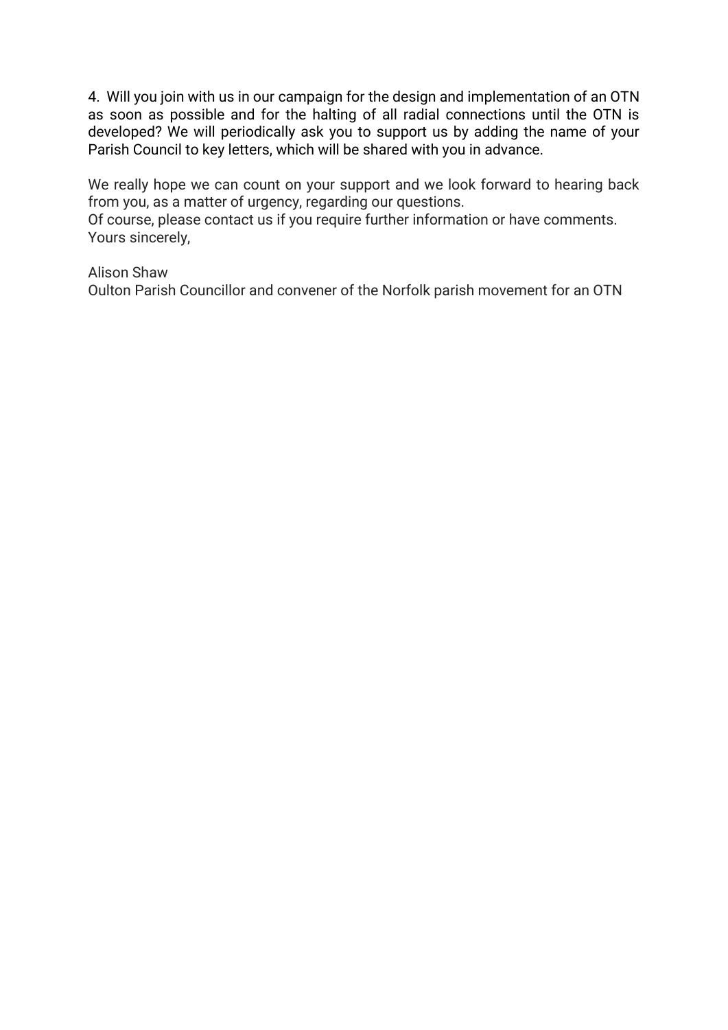4. Will you join with us in our campaign for the design and implementation of an OTN as soon as possible and for the halting of all radial connections until the OTN is developed? We will periodically ask you to support us by adding the name of your Parish Council to key letters, which will be shared with you in advance.

We really hope we can count on your support and we look forward to hearing back from you, as a matter of urgency, regarding our questions.
Of course, please contact us if you require further information or have comments.
Yours sincerely,

Alison Shaw
Oulton Parish Councillor and convener of the Norfolk parish movement for an OTN